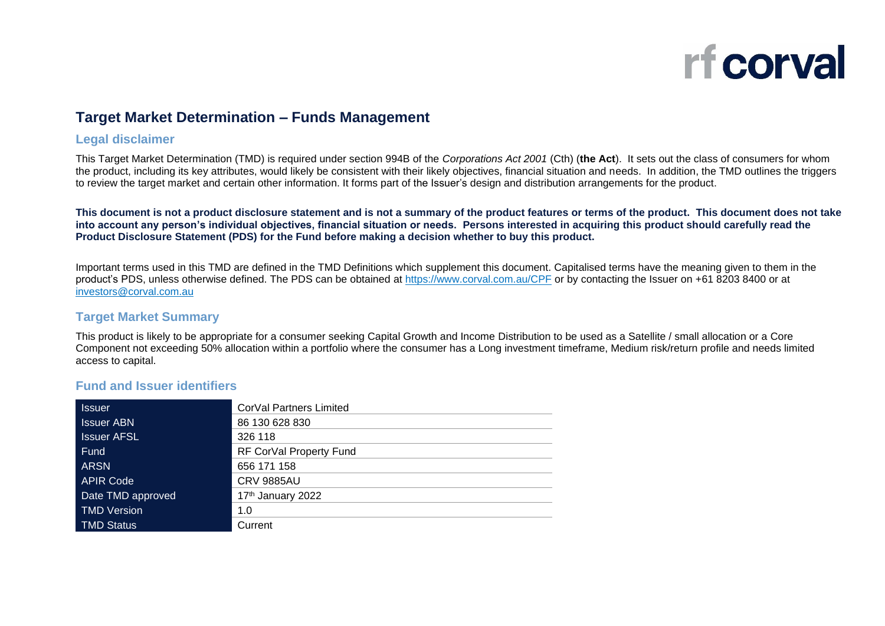rf corval

# Target Market Determination – Funds Management

## Legal disclaimer

This Target Market Determination (TMD) is required under section 994B of the *Corporations Act 2001* (Cth) (**the Act**). It sets out the class of consumers for whom the product, including its key attributes, would likely be consistent with their likely objectives, financial situation and needs. In addition, the TMD outlines the triggers to review the target market and certain other information. It forms part of the Issuer's design and distribution arrangements for the product.

**This document is not a product disclosure statement and is not a summary of the product features or terms of the product. This document does not take into account any person's individual objectives, financial situation or needs. Persons interested in acquiring this product should carefully read the Product Disclosure Statement (PDS) for the Fund before making a decision whether to buy this product.**

Important terms used in this TMD are defined in the TMD Definitions which supplement this document. Capitalised terms have the meaning given to them in the product's PDS, unless otherwise defined. The PDS can be obtained at https://www.corval.com.au/CPF or by contacting the Issuer on +61 8203 8400 or at investors@corval.com.au

## Target Market Summary

This product is likely to be appropriate for a consumer seeking Capital Growth and Income Distribution to be used as a Satellite / small allocation or a Core Component not exceeding 50% allocation within a portfolio where the consumer has a Long investment timeframe, Medium risk/return profile and needs limited access to capital.

## Fund and Issuer identifiers

| | |
|---|---|
| Issuer | CorVal Partners Limited |
| Issuer ABN | 86 130 628 830 |
| Issuer AFSL | 326 118 |
| Fund | RF CorVal Property Fund |
| ARSN | 656 171 158 |
| APIR Code | CRV 9885AU |
| Date TMD approved | 17th January 2022 |
| TMD Version | 1.0 |
| TMD Status | Current |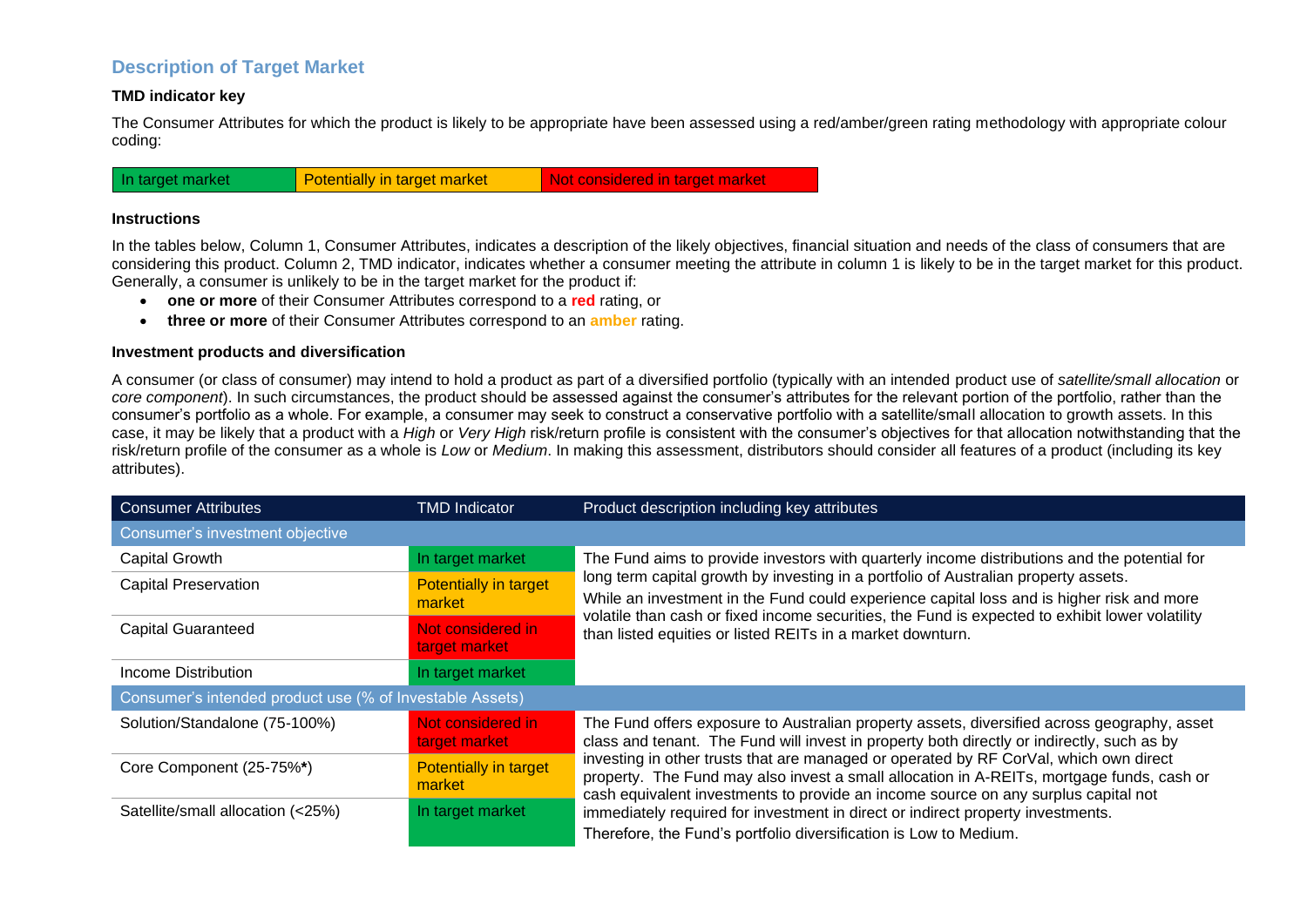## Description of Target Market

### TMD indicator key

The Consumer Attributes for which the product is likely to be appropriate have been assessed using a red/amber/green rating methodology with appropriate colour coding:

| In target market | Potentially in target market | Not considered in target market |
|---|---|---|

### Instructions

In the tables below, Column 1, Consumer Attributes, indicates a description of the likely objectives, financial situation and needs of the class of consumers that are considering this product. Column 2, TMD indicator, indicates whether a consumer meeting the attribute in column 1 is likely to be in the target market for this product. Generally, a consumer is unlikely to be in the target market for the product if:

- **one or more** of their Consumer Attributes correspond to a **red** rating, or
- **three or more** of their Consumer Attributes correspond to an **amber** rating.

### Investment products and diversification

A consumer (or class of consumer) may intend to hold a product as part of a diversified portfolio (typically with an intended product use of *satellite/small allocation* or *core component*). In such circumstances, the product should be assessed against the consumer's attributes for the relevant portion of the portfolio, rather than the consumer's portfolio as a whole. For example, a consumer may seek to construct a conservative portfolio with a satellite/small allocation to growth assets. In this case, it may be likely that a product with a *High* or *Very High* risk/return profile is consistent with the consumer's objectives for that allocation notwithstanding that the risk/return profile of the consumer as a whole is *Low* or *Medium*. In making this assessment, distributors should consider all features of a product (including its key attributes).

| Consumer Attributes | TMD Indicator | Product description including key attributes |
|---|---|---|
| **Consumer's investment objective** | | |
| Capital Growth | In target market | The Fund aims to provide investors with quarterly income distributions and the potential for long term capital growth by investing in a portfolio of Australian property assets. While an investment in the Fund could experience capital loss and is higher risk and more volatile than cash or fixed income securities, the Fund is expected to exhibit lower volatility than listed equities or listed REITs in a market downturn. |
| Capital Preservation | Potentially in target market | |
| Capital Guaranteed | Not considered in target market | |
| Income Distribution | In target market | |
| **Consumer's intended product use (% of Investable Assets)** | | |
| Solution/Standalone (75-100%) | Not considered in target market | The Fund offers exposure to Australian property assets, diversified across geography, asset class and tenant. The Fund will invest in property both directly or indirectly, such as by investing in other trusts that are managed or operated by RF CorVal, which own direct property. The Fund may also invest a small allocation in A-REITs, mortgage funds, cash or cash equivalent investments to provide an income source on any surplus capital not immediately required for investment in direct or indirect property investments. Therefore, the Fund's portfolio diversification is Low to Medium. |
| Core Component (25-75%**\***) | Potentially in target market | |
| Satellite/small allocation (<25%) | In target market | |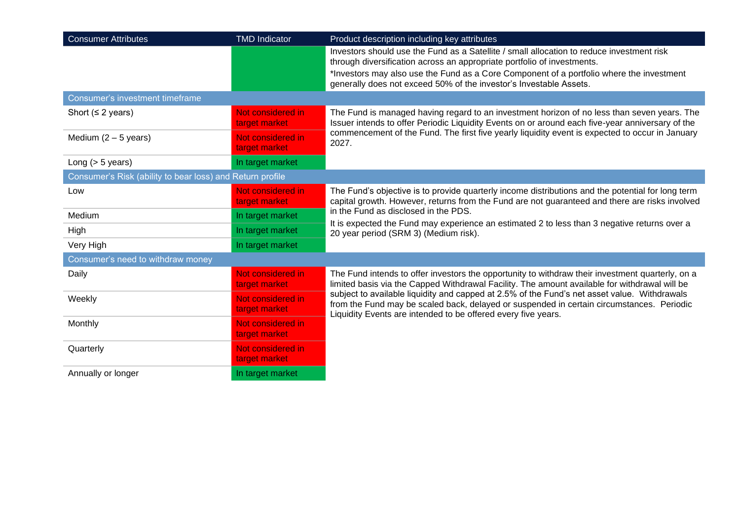| Consumer Attributes | TMD Indicator | Product description including key attributes |
|---|---|---|
| | | Investors should use the Fund as a Satellite / small allocation to reduce investment risk through diversification across an appropriate portfolio of investments.<br>*Investors may also use the Fund as a Core Component of a portfolio where the investment generally does not exceed 50% of the investor's Investable Assets. |
| **Consumer's investment timeframe** | | |
| Short (≤ 2 years) | Not considered in target market | The Fund is managed having regard to an investment horizon of no less than seven years. The Issuer intends to offer Periodic Liquidity Events on or around each five-year anniversary of the commencement of the Fund. The first five yearly liquidity event is expected to occur in January 2027. |
| Medium (2 – 5 years) | Not considered in target market | |
| Long (> 5 years) | In target market | |
| **Consumer's Risk (ability to bear loss) and Return profile** | | |
| Low | Not considered in target market | The Fund's objective is to provide quarterly income distributions and the potential for long term capital growth. However, returns from the Fund are not guaranteed and there are risks involved in the Fund as disclosed in the PDS.<br>It is expected the Fund may experience an estimated 2 to less than 3 negative returns over a 20 year period (SRM 3) (Medium risk). |
| Medium | In target market | |
| High | In target market | |
| Very High | In target market | |
| **Consumer's need to withdraw money** | | |
| Daily | Not considered in target market | The Fund intends to offer investors the opportunity to withdraw their investment quarterly, on a limited basis via the Capped Withdrawal Facility. The amount available for withdrawal will be subject to available liquidity and capped at 2.5% of the Fund's net asset value. Withdrawals from the Fund may be scaled back, delayed or suspended in certain circumstances. Periodic Liquidity Events are intended to be offered every five years. |
| Weekly | Not considered in target market | |
| Monthly | Not considered in target market | |
| Quarterly | Not considered in target market | |
| Annually or longer | In target market | |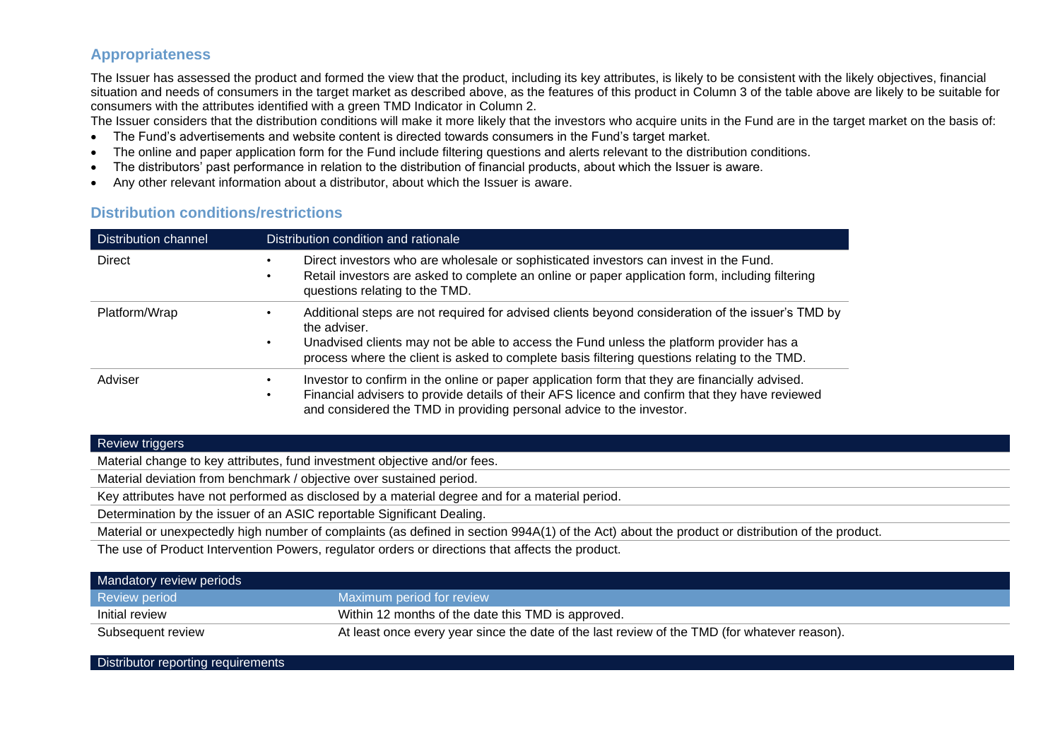## Appropriateness

The Issuer has assessed the product and formed the view that the product, including its key attributes, is likely to be consistent with the likely objectives, financial situation and needs of consumers in the target market as described above, as the features of this product in Column 3 of the table above are likely to be suitable for consumers with the attributes identified with a green TMD Indicator in Column 2.

The Issuer considers that the distribution conditions will make it more likely that the investors who acquire units in the Fund are in the target market on the basis of:

- The Fund's advertisements and website content is directed towards consumers in the Fund's target market.
- The online and paper application form for the Fund include filtering questions and alerts relevant to the distribution conditions.
- The distributors' past performance in relation to the distribution of financial products, about which the Issuer is aware.
- Any other relevant information about a distributor, about which the Issuer is aware.

## Distribution conditions/restrictions

| Distribution channel | Distribution condition and rationale |
|---|---|
| Direct | • Direct investors who are wholesale or sophisticated investors can invest in the Fund.<br>• Retail investors are asked to complete an online or paper application form, including filtering questions relating to the TMD. |
| Platform/Wrap | • Additional steps are not required for advised clients beyond consideration of the issuer's TMD by the adviser.<br>• Unadvised clients may not be able to access the Fund unless the platform provider has a process where the client is asked to complete basis filtering questions relating to the TMD. |
| Adviser | • Investor to confirm in the online or paper application form that they are financially advised.<br>• Financial advisers to provide details of their AFS licence and confirm that they have reviewed and considered the TMD in providing personal advice to the investor. |

| Review triggers |
|---|
| Material change to key attributes, fund investment objective and/or fees. |
| Material deviation from benchmark / objective over sustained period. |
| Key attributes have not performed as disclosed by a material degree and for a material period. |
| Determination by the issuer of an ASIC reportable Significant Dealing. |
| Material or unexpectedly high number of complaints (as defined in section 994A(1) of the Act) about the product or distribution of the product. |
| The use of Product Intervention Powers, regulator orders or directions that affects the product. |

| Mandatory review periods | |
|---|---|
| Review period | Maximum period for review |
| Initial review | Within 12 months of the date this TMD is approved. |
| Subsequent review | At least once every year since the date of the last review of the TMD (for whatever reason). |

| Distributor reporting requirements |
|---|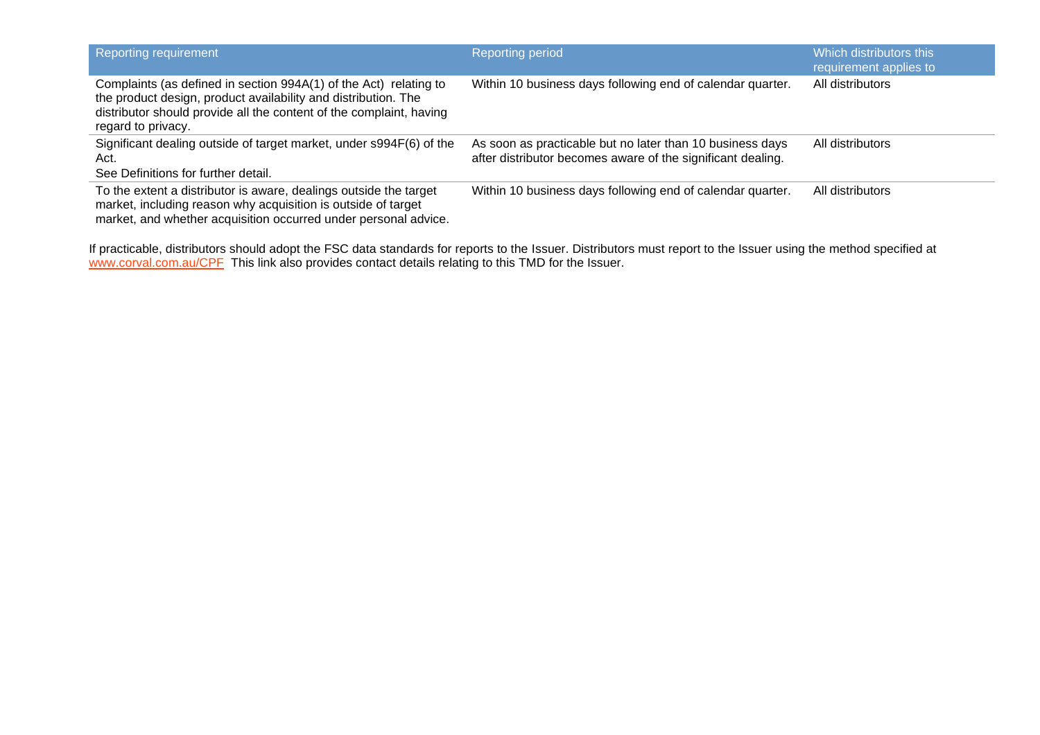| Reporting requirement | Reporting period | Which distributors this requirement applies to |
|---|---|---|
| Complaints (as defined in section 994A(1) of the Act) relating to the product design, product availability and distribution. The distributor should provide all the content of the complaint, having regard to privacy. | Within 10 business days following end of calendar quarter. | All distributors |
| Significant dealing outside of target market, under s994F(6) of the Act. See Definitions for further detail. | As soon as practicable but no later than 10 business days after distributor becomes aware of the significant dealing. | All distributors |
| To the extent a distributor is aware, dealings outside the target market, including reason why acquisition is outside of target market, and whether acquisition occurred under personal advice. | Within 10 business days following end of calendar quarter. | All distributors |

If practicable, distributors should adopt the FSC data standards for reports to the Issuer. Distributors must report to the Issuer using the method specified at www.corval.com.au/CPF This link also provides contact details relating to this TMD for the Issuer.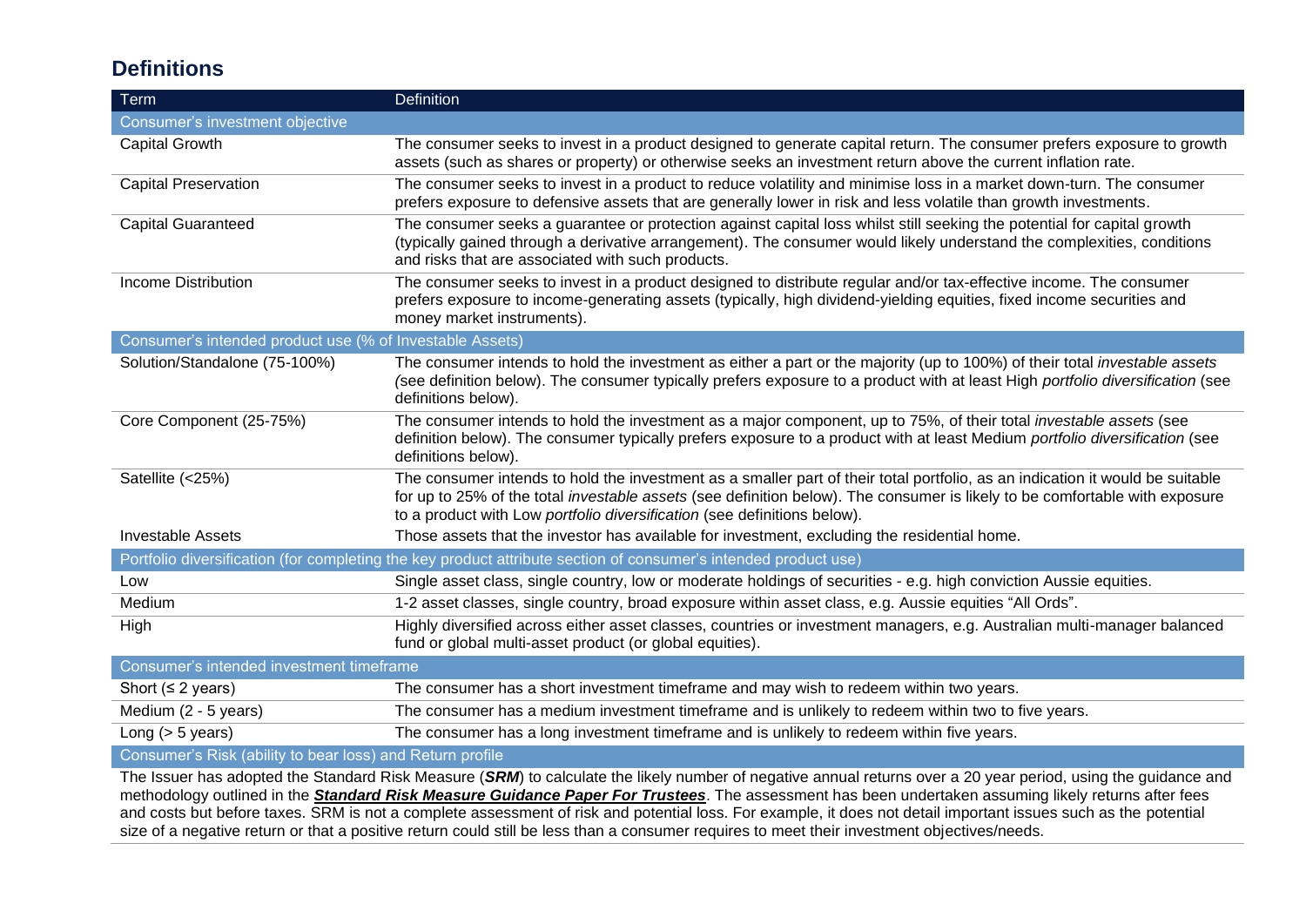## Definitions

| Term | Definition |
| --- | --- |
| **Consumer's investment objective** | |
| Capital Growth | The consumer seeks to invest in a product designed to generate capital return. The consumer prefers exposure to growth assets (such as shares or property) or otherwise seeks an investment return above the current inflation rate. |
| Capital Preservation | The consumer seeks to invest in a product to reduce volatility and minimise loss in a market down-turn. The consumer prefers exposure to defensive assets that are generally lower in risk and less volatile than growth investments. |
| Capital Guaranteed | The consumer seeks a guarantee or protection against capital loss whilst still seeking the potential for capital growth (typically gained through a derivative arrangement). The consumer would likely understand the complexities, conditions and risks that are associated with such products. |
| Income Distribution | The consumer seeks to invest in a product designed to distribute regular and/or tax-effective income. The consumer prefers exposure to income-generating assets (typically, high dividend-yielding equities, fixed income securities and money market instruments). |
| **Consumer's intended product use (% of Investable Assets)** | |
| Solution/Standalone (75-100%) | The consumer intends to hold the investment as either a part or the majority (up to 100%) of their total *investable assets (*see definition below). The consumer typically prefers exposure to a product with at least High *portfolio diversification* (see definitions below). |
| Core Component (25-75%) | The consumer intends to hold the investment as a major component, up to 75%, of their total *investable assets* (see definition below). The consumer typically prefers exposure to a product with at least Medium *portfolio diversification* (see definitions below). |
| Satellite (<25%) | The consumer intends to hold the investment as a smaller part of their total portfolio, as an indication it would be suitable for up to 25% of the total *investable assets* (see definition below). The consumer is likely to be comfortable with exposure to a product with Low *portfolio diversification* (see definitions below). |
| Investable Assets | Those assets that the investor has available for investment, excluding the residential home. |
| **Portfolio diversification (for completing the key product attribute section of consumer's intended product use)** | |
| Low | Single asset class, single country, low or moderate holdings of securities - e.g. high conviction Aussie equities. |
| Medium | 1-2 asset classes, single country, broad exposure within asset class, e.g. Aussie equities "All Ords". |
| High | Highly diversified across either asset classes, countries or investment managers, e.g. Australian multi-manager balanced fund or global multi-asset product (or global equities). |
| **Consumer's intended investment timeframe** | |
| Short (≤ 2 years) | The consumer has a short investment timeframe and may wish to redeem within two years. |
| Medium (2 - 5 years) | The consumer has a medium investment timeframe and is unlikely to redeem within two to five years. |
| Long (> 5 years) | The consumer has a long investment timeframe and is unlikely to redeem within five years. |
| **Consumer's Risk (ability to bear loss) and Return profile** | |

The Issuer has adopted the Standard Risk Measure (***SRM***) to calculate the likely number of negative annual returns over a 20 year period, using the guidance and methodology outlined in the ***Standard Risk Measure Guidance Paper For Trustees***. The assessment has been undertaken assuming likely returns after fees and costs but before taxes. SRM is not a complete assessment of risk and potential loss. For example, it does not detail important issues such as the potential size of a negative return or that a positive return could still be less than a consumer requires to meet their investment objectives/needs.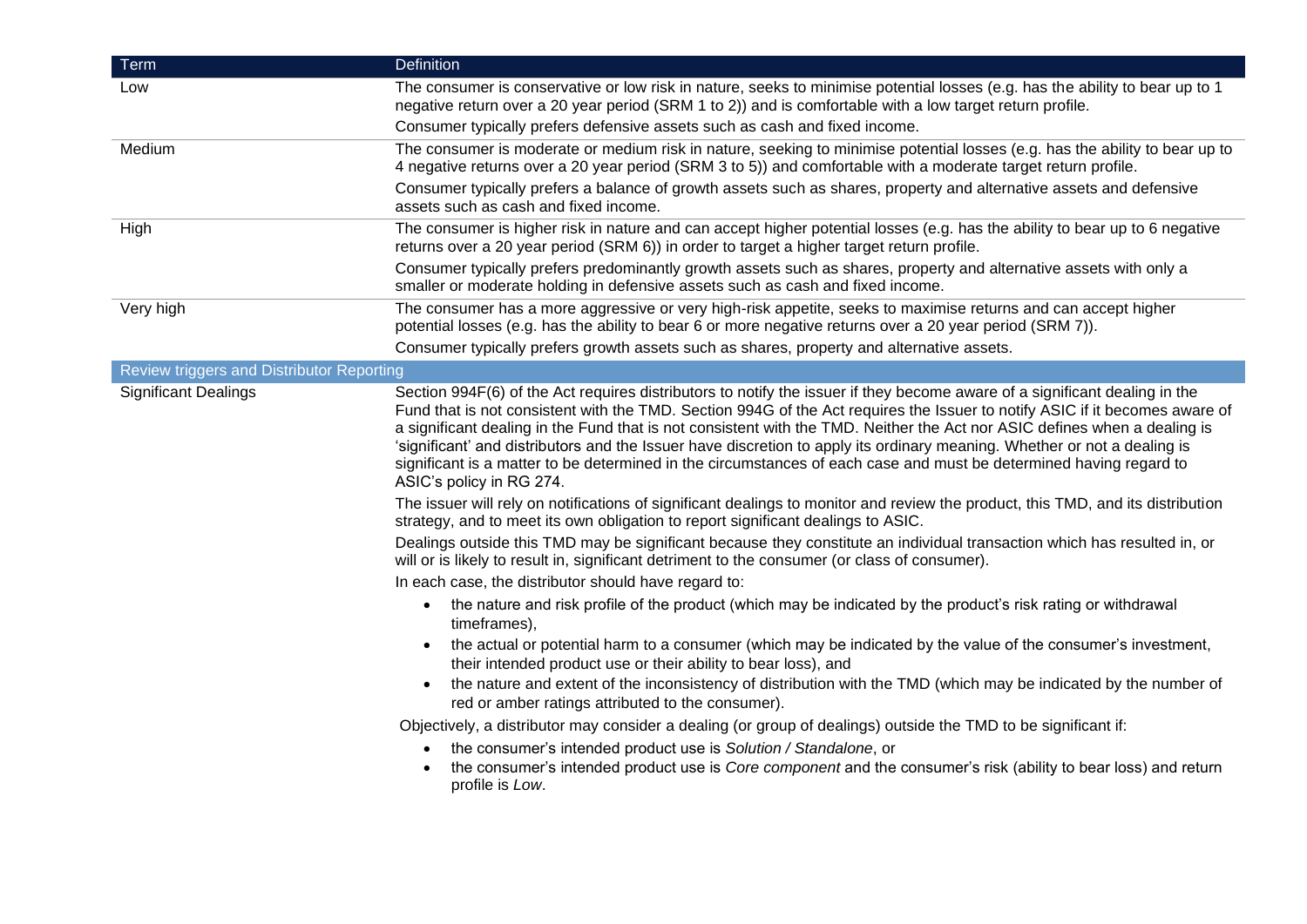| Term | Definition |
| --- | --- |
| Low | The consumer is conservative or low risk in nature, seeks to minimise potential losses (e.g. has the ability to bear up to 1 negative return over a 20 year period (SRM 1 to 2)) and is comfortable with a low target return profile.<br>Consumer typically prefers defensive assets such as cash and fixed income. |
| Medium | The consumer is moderate or medium risk in nature, seeking to minimise potential losses (e.g. has the ability to bear up to 4 negative returns over a 20 year period (SRM 3 to 5)) and comfortable with a moderate target return profile.<br>Consumer typically prefers a balance of growth assets such as shares, property and alternative assets and defensive assets such as cash and fixed income. |
| High | The consumer is higher risk in nature and can accept higher potential losses (e.g. has the ability to bear up to 6 negative returns over a 20 year period (SRM 6)) in order to target a higher target return profile.<br>Consumer typically prefers predominantly growth assets such as shares, property and alternative assets with only a smaller or moderate holding in defensive assets such as cash and fixed income. |
| Very high | The consumer has a more aggressive or very high-risk appetite, seeks to maximise returns and can accept higher potential losses (e.g. has the ability to bear 6 or more negative returns over a 20 year period (SRM 7)).<br>Consumer typically prefers growth assets such as shares, property and alternative assets. |
| **Review triggers and Distributor Reporting** | |
| Significant Dealings | Section 994F(6) of the Act requires distributors to notify the issuer if they become aware of a significant dealing in the Fund that is not consistent with the TMD. Section 994G of the Act requires the Issuer to notify ASIC if it becomes aware of a significant dealing in the Fund that is not consistent with the TMD. Neither the Act nor ASIC defines when a dealing is 'significant' and distributors and the Issuer have discretion to apply its ordinary meaning. Whether or not a dealing is significant is a matter to be determined in the circumstances of each case and must be determined having regard to ASIC's policy in RG 274.<br>The issuer will rely on notifications of significant dealings to monitor and review the product, this TMD, and its distribution strategy, and to meet its own obligation to report significant dealings to ASIC.<br>Dealings outside this TMD may be significant because they constitute an individual transaction which has resulted in, or will or is likely to result in, significant detriment to the consumer (or class of consumer).<br>In each case, the distributor should have regard to:<br>• the nature and risk profile of the product (which may be indicated by the product's risk rating or withdrawal timeframes),<br>• the actual or potential harm to a consumer (which may be indicated by the value of the consumer's investment, their intended product use or their ability to bear loss), and<br>• the nature and extent of the inconsistency of distribution with the TMD (which may be indicated by the number of red or amber ratings attributed to the consumer).<br>Objectively, a distributor may consider a dealing (or group of dealings) outside the TMD to be significant if:<br>• the consumer's intended product use is *Solution / Standalone*, or<br>• the consumer's intended product use is *Core component* and the consumer's risk (ability to bear loss) and return profile is *Low*. |